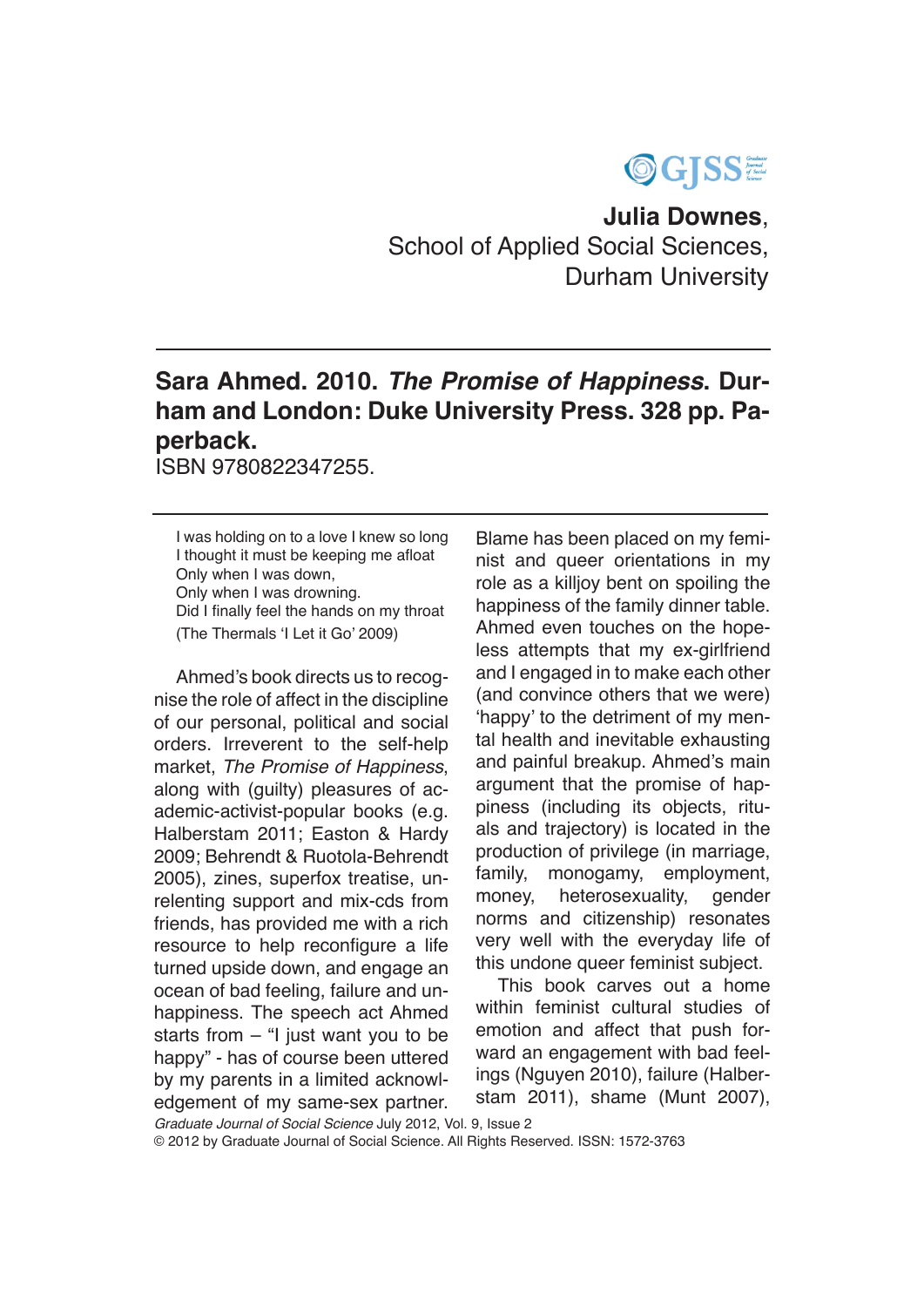Julia Downes,
School of Applied Social Sciences,
Durham University

## Sara Ahmed. 2010. *The Promise of Happiness*. Durham and London: Duke University Press. 328 pp. Paperback.

ISBN 9780822347255.

> I was holding on to a love I knew so long
> I thought it must be keeping me afloat
> Only when I was down,
> Only when I was drowning.
> Did I finally feel the hands on my throat
> (The Thermals 'I Let it Go' 2009)

Ahmed's book directs us to recognise the role of affect in the discipline of our personal, political and social orders. Irreverent to the self-help market, *The Promise of Happiness*, along with (guilty) pleasures of academic-activist-popular books (e.g. Halberstam 2011; Easton & Hardy 2009; Behrendt & Ruotola-Behrendt 2005), zines, superfox treatise, unrelenting support and mix-cds from friends, has provided me with a rich resource to help reconfigure a life turned upside down, and engage an ocean of bad feeling, failure and unhappiness. The speech act Ahmed starts from – "I just want you to be happy" - has of course been uttered by my parents in a limited acknowledgement of my same-sex partner. Blame has been placed on my feminist and queer orientations in my role as a killjoy bent on spoiling the happiness of the family dinner table. Ahmed even touches on the hopeless attempts that my ex-girlfriend and I engaged in to make each other (and convince others that we were) 'happy' to the detriment of my mental health and inevitable exhausting and painful breakup. Ahmed's main argument that the promise of happiness (including its objects, rituals and trajectory) is located in the production of privilege (in marriage, family, monogamy, employment, money, heterosexuality, gender norms and citizenship) resonates very well with the everyday life of this undone queer feminist subject.

This book carves out a home within feminist cultural studies of emotion and affect that push forward an engagement with bad feelings (Nguyen 2010), failure (Halberstam 2011), shame (Munt 2007),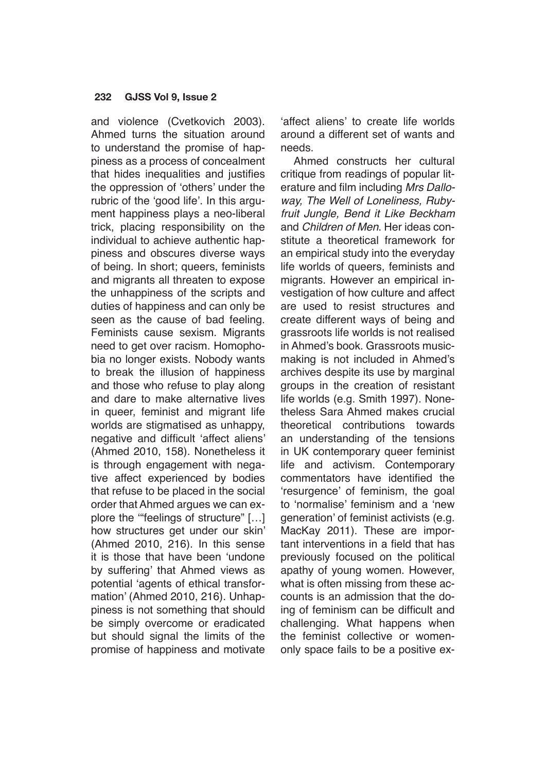and violence (Cvetkovich 2003). Ahmed turns the situation around to understand the promise of happiness as a process of concealment that hides inequalities and justifies the oppression of 'others' under the rubric of the 'good life'. In this argument happiness plays a neo-liberal trick, placing responsibility on the individual to achieve authentic happiness and obscures diverse ways of being. In short; queers, feminists and migrants all threaten to expose the unhappiness of the scripts and duties of happiness and can only be seen as the cause of bad feeling. Feminists cause sexism. Migrants need to get over racism. Homophobia no longer exists. Nobody wants to break the illusion of happiness and those who refuse to play along and dare to make alternative lives in queer, feminist and migrant life worlds are stigmatised as unhappy, negative and difficult 'affect aliens' (Ahmed 2010, 158). Nonetheless it is through engagement with negative affect experienced by bodies that refuse to be placed in the social order that Ahmed argues we can explore the '"feelings of structure" […] how structures get under our skin' (Ahmed 2010, 216). In this sense it is those that have been 'undone by suffering' that Ahmed views as potential 'agents of ethical transformation' (Ahmed 2010, 216). Unhappiness is not something that should be simply overcome or eradicated but should signal the limits of the promise of happiness and motivate 'affect aliens' to create life worlds around a different set of wants and needs.

Ahmed constructs her cultural critique from readings of popular literature and film including *Mrs Dalloway, The Well of Loneliness, Rubyfruit Jungle, Bend it Like Beckham* and *Children of Men*. Her ideas constitute a theoretical framework for an empirical study into the everyday life worlds of queers, feminists and migrants. However an empirical investigation of how culture and affect are used to resist structures and create different ways of being and grassroots life worlds is not realised in Ahmed's book. Grassroots music-making is not included in Ahmed's archives despite its use by marginal groups in the creation of resistant life worlds (e.g. Smith 1997). Nonetheless Sara Ahmed makes crucial theoretical contributions towards an understanding of the tensions in UK contemporary queer feminist life and activism. Contemporary commentators have identified the 'resurgence' of feminism, the goal to 'normalise' feminism and a 'new generation' of feminist activists (e.g. MacKay 2011). These are important interventions in a field that has previously focused on the political apathy of young women. However, what is often missing from these accounts is an admission that the doing of feminism can be difficult and challenging. What happens when the feminist collective or women-only space fails to be a positive ex-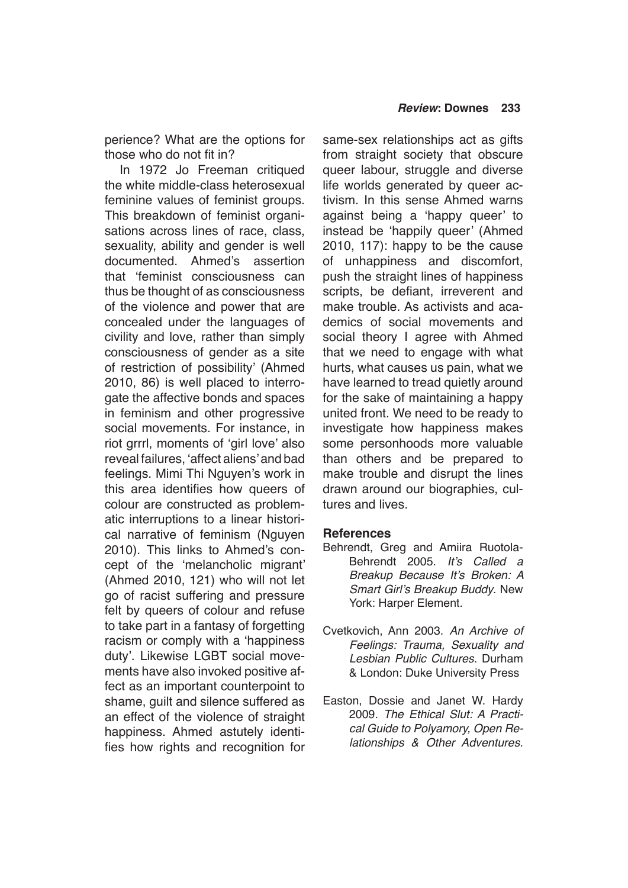perience? What are the options for those who do not fit in?

In 1972 Jo Freeman critiqued the white middle-class heterosexual feminine values of feminist groups. This breakdown of feminist organisations across lines of race, class, sexuality, ability and gender is well documented. Ahmed's assertion that 'feminist consciousness can thus be thought of as consciousness of the violence and power that are concealed under the languages of civility and love, rather than simply consciousness of gender as a site of restriction of possibility' (Ahmed 2010, 86) is well placed to interrogate the affective bonds and spaces in feminism and other progressive social movements. For instance, in riot grrrl, moments of 'girl love' also reveal failures, 'affect aliens' and bad feelings. Mimi Thi Nguyen's work in this area identifies how queers of colour are constructed as problematic interruptions to a linear historical narrative of feminism (Nguyen 2010). This links to Ahmed's concept of the 'melancholic migrant' (Ahmed 2010, 121) who will not let go of racist suffering and pressure felt by queers of colour and refuse to take part in a fantasy of forgetting racism or comply with a 'happiness duty'. Likewise LGBT social movements have also invoked positive affect as an important counterpoint to shame, guilt and silence suffered as an effect of the violence of straight happiness. Ahmed astutely identifies how rights and recognition for same-sex relationships act as gifts from straight society that obscure queer labour, struggle and diverse life worlds generated by queer activism. In this sense Ahmed warns against being a 'happy queer' to instead be 'happily queer' (Ahmed 2010, 117): happy to be the cause of unhappiness and discomfort, push the straight lines of happiness scripts, be defiant, irreverent and make trouble. As activists and academics of social movements and social theory I agree with Ahmed that we need to engage with what hurts, what causes us pain, what we have learned to tread quietly around for the sake of maintaining a happy united front. We need to be ready to investigate how happiness makes some personhoods more valuable than others and be prepared to make trouble and disrupt the lines drawn around our biographies, cultures and lives.

## References

Behrendt, Greg and Amiira Ruotola-Behrendt 2005. *It's Called a Breakup Because It's Broken: A Smart Girl's Breakup Buddy*. New York: Harper Element.

Cvetkovich, Ann 2003. *An Archive of Feelings: Trauma, Sexuality and Lesbian Public Cultures*. Durham & London: Duke University Press

Easton, Dossie and Janet W. Hardy 2009. *The Ethical Slut: A Practical Guide to Polyamory, Open Relationships & Other Adventures*.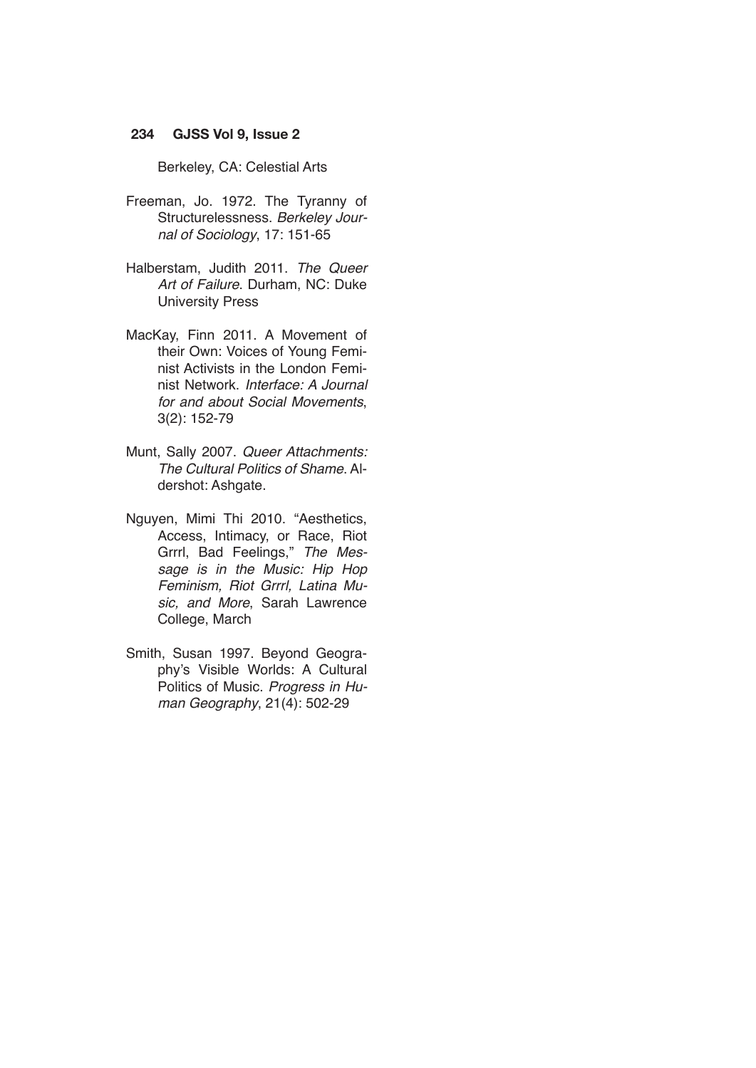Berkeley, CA: Celestial Arts

Freeman, Jo. 1972. The Tyranny of Structurelessness. *Berkeley Journal of Sociology*, 17: 151-65

Halberstam, Judith 2011. *The Queer Art of Failure*. Durham, NC: Duke University Press

MacKay, Finn 2011. A Movement of their Own: Voices of Young Feminist Activists in the London Feminist Network. *Interface: A Journal for and about Social Movements*, 3(2): 152-79

Munt, Sally 2007. *Queer Attachments: The Cultural Politics of Shame*. Aldershot: Ashgate.

Nguyen, Mimi Thi 2010. "Aesthetics, Access, Intimacy, or Race, Riot Grrrl, Bad Feelings," *The Message is in the Music: Hip Hop Feminism, Riot Grrrl, Latina Music, and More*, Sarah Lawrence College, March

Smith, Susan 1997. Beyond Geography's Visible Worlds: A Cultural Politics of Music. *Progress in Human Geography*, 21(4): 502-29